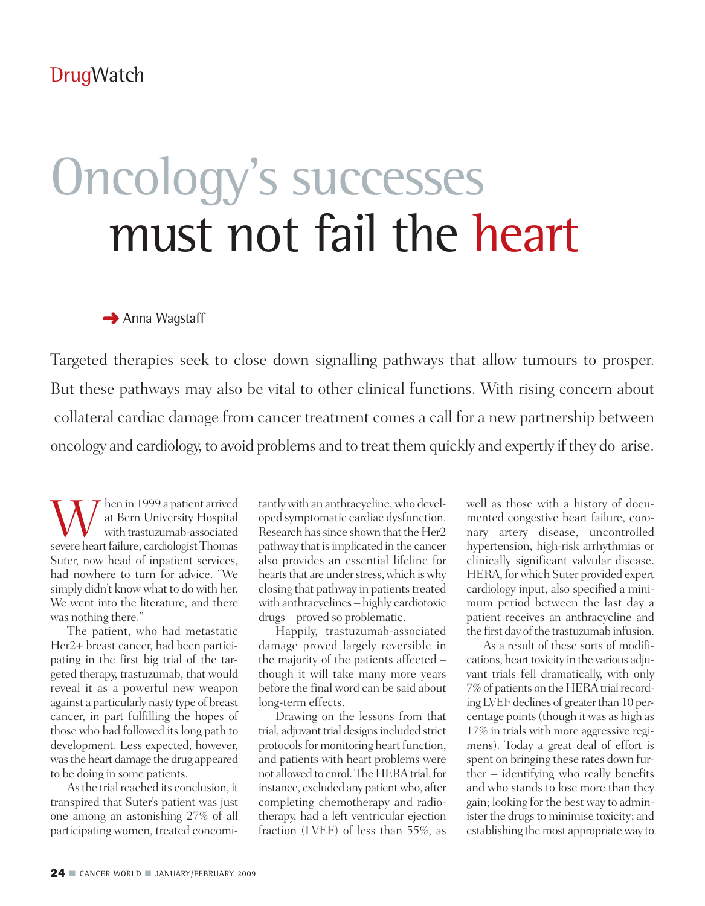# Oncology's successes must not fail the heart

➜ Anna Wagstaff

Targeted therapies seek to close down signalling pathways that allow tumours to prosper. But these pathways may also be vital to other clinical functions. With rising concern about collateral cardiac damage from cancer treatment comes a call for a new partnership between oncology and cardiology, to avoid problems and to treat them quickly and expertly if they do arise.

When in 1999 a patient arrived at Bern University Hospital with trastuzumab-associated severe heart failure, cardiologist Thomas Suter, now head of inpatient services, had nowhere to turn for advice. "We simply didn't know what to do with her. We went into the literature, and there was nothing there."

The patient, who had metastatic Her2+ breast cancer, had been participating in the first big trial of the targeted therapy, trastuzumab, that would reveal it as a powerful new weapon against a particularly nasty type of breast cancer, in part fulfilling the hopes of those who had followed its long path to development. Less expected, however, was the heart damage the drug appeared to be doing in some patients.

As the trial reached its conclusion, it transpired that Suter's patient was just one among an astonishing 27% of all participating women, treated concomitantly with an anthracycline, who developed symptomatic cardiac dysfunction. Research has since shown that the Her2 pathway that is implicated in the cancer also provides an essential lifeline for hearts that are under stress, which is why closing that pathway in patients treated with anthracyclines – highly cardiotoxic drugs – proved so problematic.

Happily, trastuzumab-associated damage proved largely reversible in the majority of the patients affected – though it will take many more years before the final word can be said about long-term effects.

Drawing on the lessons from that trial, adjuvant trial designs included strict protocols for monitoring heart function, and patients with heart problems were not allowed to enrol. The HERA trial, for instance, excluded any patient who, after completing chemotherapy and radiotherapy, had a left ventricular ejection fraction (LVEF) of less than 55%, as well as those with a history of documented congestive heart failure, coronary artery disease, uncontrolled hypertension, high-risk arrhythmias or clinically significant valvular disease. HERA, for which Suter provided expert cardiology input, also specified a minimum period between the last day a patient receives an anthracycline and the first day of the trastuzumab infusion.

As a result of these sorts of modifications, heart toxicity in the various adjuvant trials fell dramatically, with only 7% of patients on the HERA trial recording LVEF declines of greater than 10 percentage points (though it was as high as 17% in trials with more aggressive regimens). Today a great deal of effort is spent on bringing these rates down further – identifying who really benefits and who stands to lose more than they gain; looking for the best way to administer the drugs to minimise toxicity; and establishing the most appropriate way to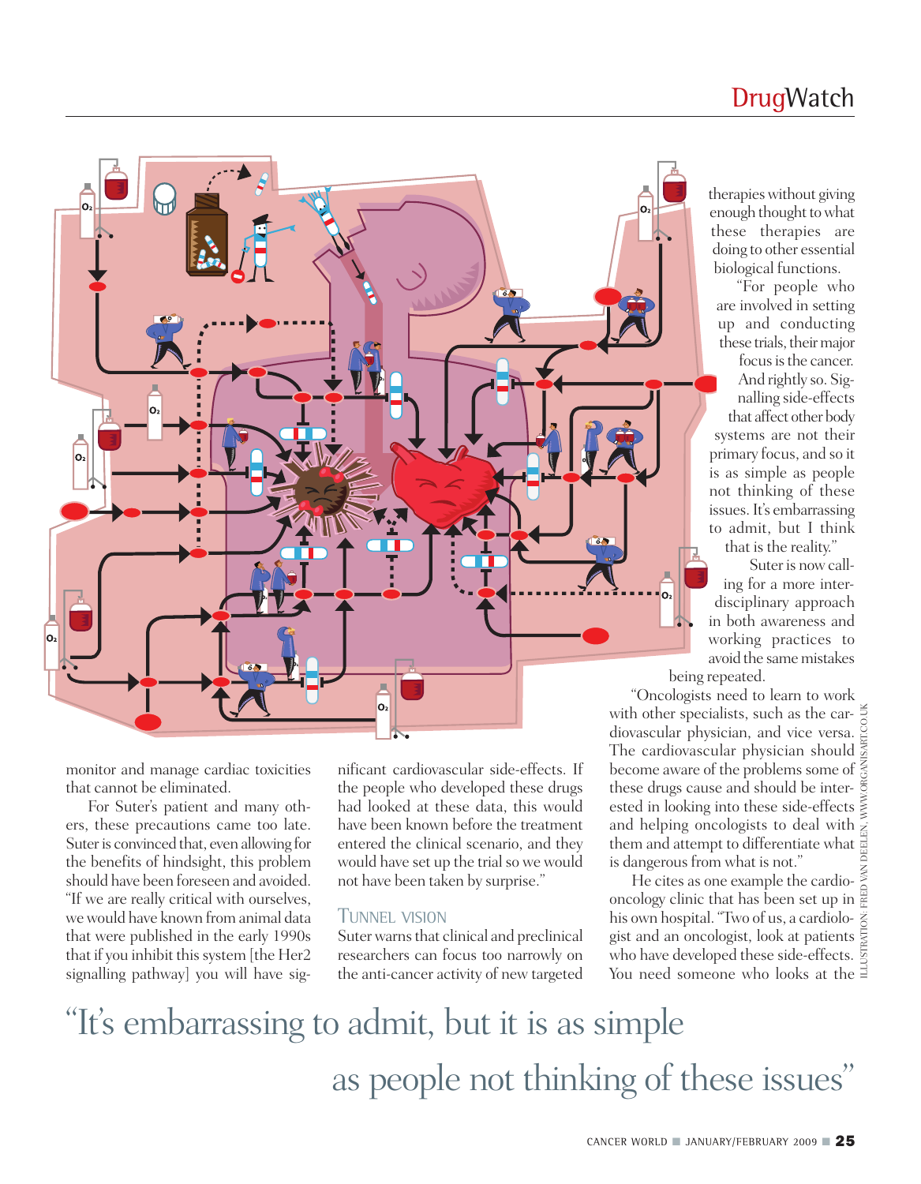monitor and manage cardiac toxicities that cannot be eliminated.

For Suter's patient and many others, these precautions came too late. Suter is convinced that, even allowing for the benefits of hindsight, this problem should have been foreseen and avoided. "If we are really critical with ourselves, we would have known from animal data that were published in the early 1990s that if you inhibit this system [the Her2 signalling pathway] you will have significant cardiovascular side-effects. If the people who developed these drugs had looked at these data, this would have been known before the treatment entered the clinical scenario, and they would have set up the trial so we would not have been taken by surprise."

## TUNNEL VISION

Suter warns that clinical and preclinical researchers can focus too narrowly on the anti-cancer activity of new targeted therapies without giving enough thought to what these therapies are doing to other essential biological functions.

"For people who are involved in setting up and conducting these trials, their major focus is the cancer. And rightly so. Signalling side-effects that affect other body systems are not their primary focus, and so it is as simple as people not thinking of these issues. It's embarrassing to admit, but I think that is the reality."

Suter is now calling for a more interdisciplinary approach in both awareness and working practices to avoid the same mistakes being repeated.

"Oncologists need to learn to work with other specialists, such as the cardiovascular physician, and vice versa. The cardiovascular physician should become aware of the problems some of these drugs cause and should be interested in looking into these side-effects and helping oncologists to deal with them and attempt to differentiate what is dangerous from what is not."

He cites as one example the cardio-oncology clinic that has been set up in his own hospital. "Two of us, a cardiologist and an oncologist, look at patients who have developed these side-effects. You need someone who looks at the

ILLUSTRATION: FRED VAN DEELEN, WWW.ORGANISART.CO.UK

"It's embarrassing to admit, but it is as simple as people not thinking of these issues"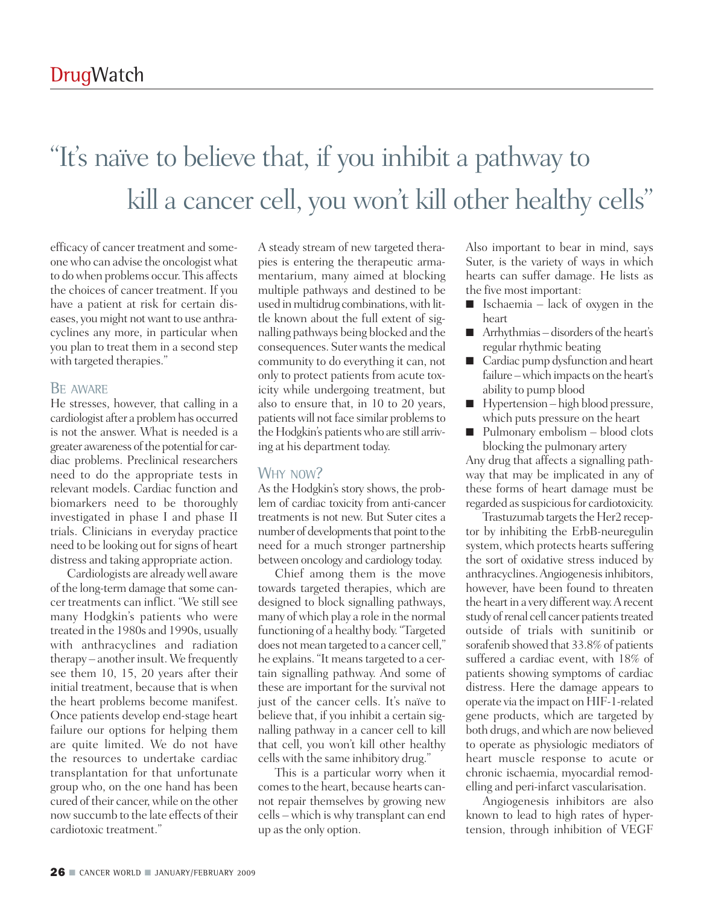> "It's naïve to believe that, if you inhibit a pathway to kill a cancer cell, you won't kill other healthy cells"

efficacy of cancer treatment and someone who can advise the oncologist what to do when problems occur. This affects the choices of cancer treatment. If you have a patient at risk for certain diseases, you might not want to use anthracyclines any more, in particular when you plan to treat them in a second step with targeted therapies."

## Be aware

He stresses, however, that calling in a cardiologist after a problem has occurred is not the answer. What is needed is a greater awareness of the potential for cardiac problems. Preclinical researchers need to do the appropriate tests in relevant models. Cardiac function and biomarkers need to be thoroughly investigated in phase I and phase II trials. Clinicians in everyday practice need to be looking out for signs of heart distress and taking appropriate action.

Cardiologists are already well aware of the long-term damage that some cancer treatments can inflict. "We still see many Hodgkin's patients who were treated in the 1980s and 1990s, usually with anthracyclines and radiation therapy – another insult. We frequently see them 10, 15, 20 years after their initial treatment, because that is when the heart problems become manifest. Once patients develop end-stage heart failure our options for helping them are quite limited. We do not have the resources to undertake cardiac transplantation for that unfortunate group who, on the one hand has been cured of their cancer, while on the other now succumb to the late effects of their cardiotoxic treatment."

A steady stream of new targeted therapies is entering the therapeutic armamentarium, many aimed at blocking multiple pathways and destined to be used in multidrug combinations, with little known about the full extent of signalling pathways being blocked and the consequences. Suter wants the medical community to do everything it can, not only to protect patients from acute toxicity while undergoing treatment, but also to ensure that, in 10 to 20 years, patients will not face similar problems to the Hodgkin's patients who are still arriving at his department today.

## Why now?

As the Hodgkin's story shows, the problem of cardiac toxicity from anti-cancer treatments is not new. But Suter cites a number of developments that point to the need for a much stronger partnership between oncology and cardiology today.

Chief among them is the move towards targeted therapies, which are designed to block signalling pathways, many of which play a role in the normal functioning of a healthy body. "Targeted does not mean targeted to a cancer cell," he explains. "It means targeted to a certain signalling pathway. And some of these are important for the survival not just of the cancer cells. It's naïve to believe that, if you inhibit a certain signalling pathway in a cancer cell to kill that cell, you won't kill other healthy cells with the same inhibitory drug."

This is a particular worry when it comes to the heart, because hearts cannot repair themselves by growing new cells – which is why transplant can end up as the only option.

Also important to bear in mind, says Suter, is the variety of ways in which hearts can suffer damage. He lists as the five most important:

- Ischaemia – lack of oxygen in the heart
- Arrhythmias – disorders of the heart's regular rhythmic beating
- Cardiac pump dysfunction and heart failure – which impacts on the heart's ability to pump blood
- Hypertension – high blood pressure, which puts pressure on the heart
- Pulmonary embolism – blood clots blocking the pulmonary artery

Any drug that affects a signalling pathway that may be implicated in any of these forms of heart damage must be regarded as suspicious for cardiotoxicity.

Trastuzumab targets the Her2 receptor by inhibiting the ErbB-neuregulin system, which protects hearts suffering the sort of oxidative stress induced by anthracyclines. Angiogenesis inhibitors, however, have been found to threaten the heart in a very different way. A recent study of renal cell cancer patients treated outside of trials with sunitinib or sorafenib showed that 33.8% of patients suffered a cardiac event, with 18% of patients showing symptoms of cardiac distress. Here the damage appears to operate via the impact on HIF-1-related gene products, which are targeted by both drugs, and which are now believed to operate as physiologic mediators of heart muscle response to acute or chronic ischaemia, myocardial remodelling and peri-infarct vascularisation.

Angiogenesis inhibitors are also known to lead to high rates of hypertension, through inhibition of VEGF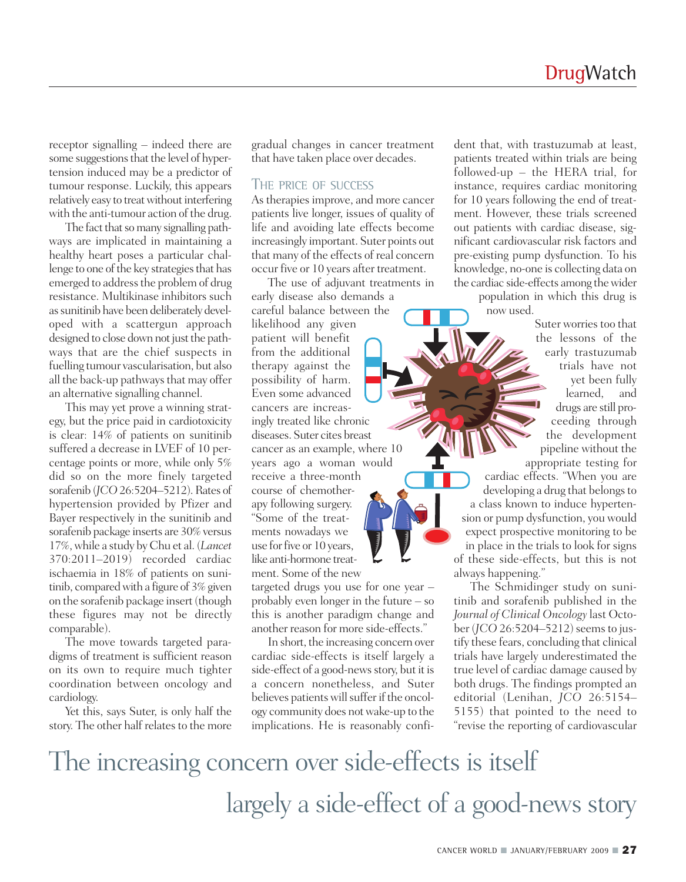receptor signalling – indeed there are some suggestions that the level of hypertension induced may be a predictor of tumour response. Luckily, this appears relatively easy to treat without interfering with the anti-tumour action of the drug.

The fact that so many signalling pathways are implicated in maintaining a healthy heart poses a particular challenge to one of the key strategies that has emerged to address the problem of drug resistance. Multikinase inhibitors such as sunitinib have been deliberately developed with a scattergun approach designed to close down not just the pathways that are the chief suspects in fuelling tumour vascularisation, but also all the back-up pathways that may offer an alternative signalling channel.

This may yet prove a winning strategy, but the price paid in cardiotoxicity is clear: 14% of patients on sunitinib suffered a decrease in LVEF of 10 percentage points or more, while only 5% did so on the more finely targeted sorafenib (*JCO* 26:5204–5212). Rates of hypertension provided by Pfizer and Bayer respectively in the sunitinib and sorafenib package inserts are 30% versus 17%, while a study by Chu et al. (*Lancet* 370:2011–2019) recorded cardiac ischaemia in 18% of patients on sunitinib, compared with a figure of 3% given on the sorafenib package insert (though these figures may not be directly comparable).

The move towards targeted paradigms of treatment is sufficient reason on its own to require much tighter coordination between oncology and cardiology.

Yet this, says Suter, is only half the story. The other half relates to the more gradual changes in cancer treatment that have taken place over decades.

## The price of success

As therapies improve, and more cancer patients live longer, issues of quality of life and avoiding late effects become increasingly important. Suter points out that many of the effects of real concern occur five or 10 years after treatment.

The use of adjuvant treatments in early disease also demands a careful balance between the likelihood any given patient will benefit from the additional therapy against the possibility of harm. Even some advanced cancers are increasingly treated like chronic diseases. Suter cites breast cancer as an example, where 10 years ago a woman would receive a three-month course of chemotherapy following surgery. "Some of the treatments nowadays we use for five or 10 years, like anti-hormone treatment. Some of the new targeted drugs you use for one year – probably even longer in the future – so this is another paradigm change and another reason for more side-effects."

In short, the increasing concern over cardiac side-effects is itself largely a side-effect of a good-news story, but it is a concern nonetheless, and Suter believes patients will suffer if the oncology community does not wake-up to the implications. He is reasonably confident that, with trastuzumab at least, patients treated within trials are being followed-up – the HERA trial, for instance, requires cardiac monitoring for 10 years following the end of treatment. However, these trials screened out patients with cardiac disease, significant cardiovascular risk factors and pre-existing pump dysfunction. To his knowledge, no-one is collecting data on the cardiac side-effects among the wider population in which this drug is now used.

Suter worries too that the lessons of the early trastuzumab trials have not yet been fully learned, and drugs are still proceeding through the development pipeline without the appropriate testing for cardiac effects. "When you are developing a drug that belongs to a class known to induce hypertension or pump dysfunction, you would expect prospective monitoring to be in place in the trials to look for signs of these side-effects, but this is not always happening."

The Schmidinger study on sunitinib and sorafenib published in the *Journal of Clinical Oncology* last October (*JCO* 26:5204–5212) seems to justify these fears, concluding that clinical trials have largely underestimated the true level of cardiac damage caused by both drugs. The findings prompted an editorial (Lenihan, *JCO* 26:5154–5155) that pointed to the need to "revise the reporting of cardiovascular

The increasing concern over side-effects is itself largely a side-effect of a good-news story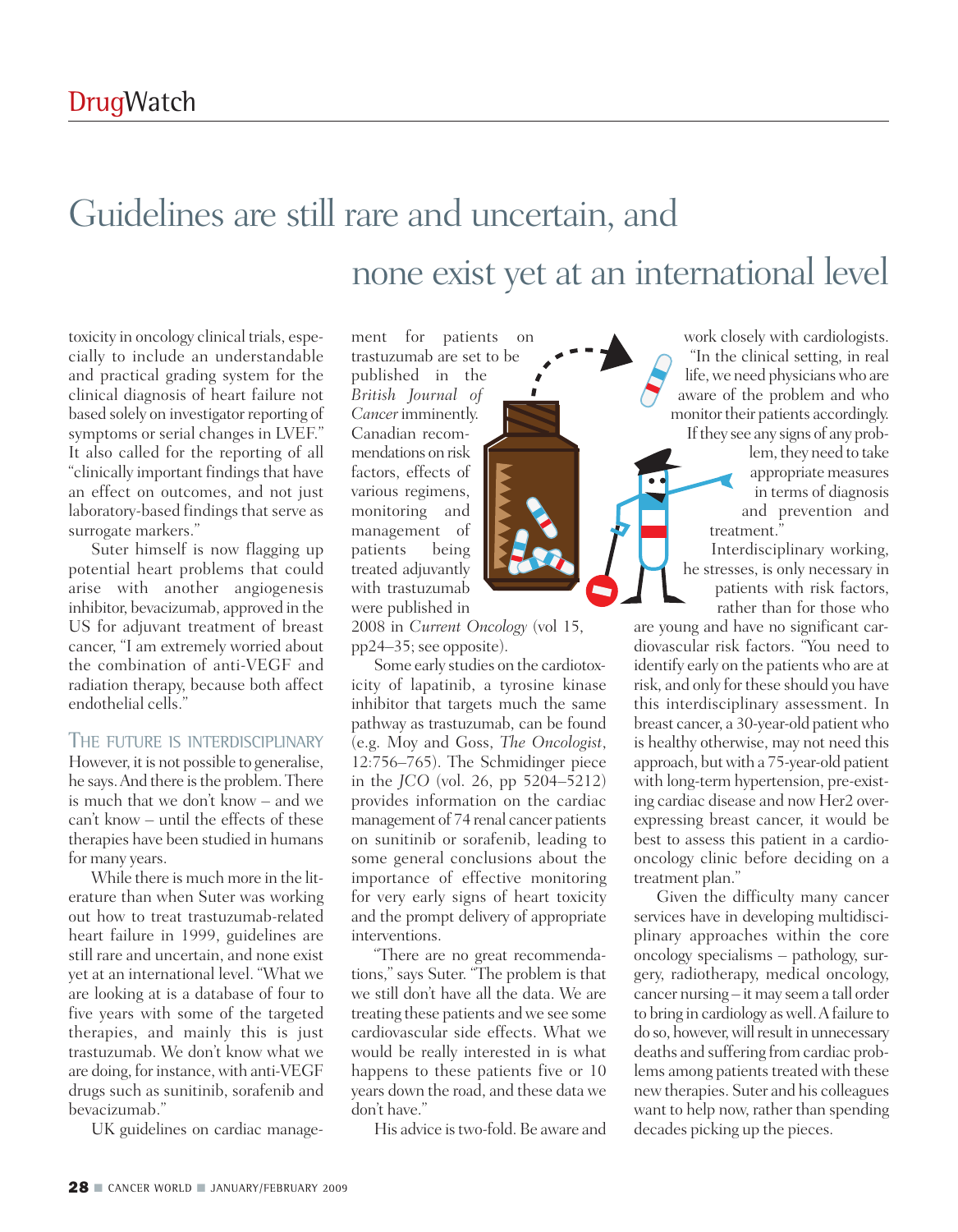## Guidelines are still rare and uncertain, and none exist yet at an international level

toxicity in oncology clinical trials, especially to include an understandable and practical grading system for the clinical diagnosis of heart failure not based solely on investigator reporting of symptoms or serial changes in LVEF." It also called for the reporting of all "clinically important findings that have an effect on outcomes, and not just laboratory-based findings that serve as surrogate markers."

Suter himself is now flagging up potential heart problems that could arise with another angiogenesis inhibitor, bevacizumab, approved in the US for adjuvant treatment of breast cancer, "I am extremely worried about the combination of anti-VEGF and radiation therapy, because both affect endothelial cells."

### THE FUTURE IS INTERDISCIPLINARY

However, it is not possible to generalise, he says. And there is the problem. There is much that we don't know – and we can't know – until the effects of these therapies have been studied in humans for many years.

While there is much more in the literature than when Suter was working out how to treat trastuzumab-related heart failure in 1999, guidelines are still rare and uncertain, and none exist yet at an international level. "What we are looking at is a database of four to five years with some of the targeted therapies, and mainly this is just trastuzumab. We don't know what we are doing, for instance, with anti-VEGF drugs such as sunitinib, sorafenib and bevacizumab."

UK guidelines on cardiac management for patients on trastuzumab are set to be published in the *British Journal of Cancer* imminently. Canadian recommendations on risk factors, effects of various regimens, monitoring and management of patients being treated adjuvantly with trastuzumab were published in 2008 in *Current Oncology* (vol 15, pp24–35; see opposite).

Some early studies on the cardiotoxicity of lapatinib, a tyrosine kinase inhibitor that targets much the same pathway as trastuzumab, can be found (e.g. Moy and Goss, *The Oncologist*, 12:756–765). The Schmidinger piece in the *JCO* (vol. 26, pp 5204–5212) provides information on the cardiac management of 74 renal cancer patients on sunitinib or sorafenib, leading to some general conclusions about the importance of effective monitoring for very early signs of heart toxicity and the prompt delivery of appropriate interventions.

"There are no great recommendations," says Suter. "The problem is that we still don't have all the data. We are treating these patients and we see some cardiovascular side effects. What we would be really interested in is what happens to these patients five or 10 years down the road, and these data we don't have."

His advice is two-fold. Be aware and work closely with cardiologists. "In the clinical setting, in real life, we need physicians who are aware of the problem and who monitor their patients accordingly. If they see any signs of any problem, they need to take appropriate measures in terms of diagnosis and prevention and treatment."

Interdisciplinary working, he stresses, is only necessary in patients with risk factors, rather than for those who are young and have no significant cardiovascular risk factors. "You need to identify early on the patients who are at risk, and only for these should you have this interdisciplinary assessment. In breast cancer, a 30-year-old patient who is healthy otherwise, may not need this approach, but with a 75-year-old patient with long-term hypertension, pre-existing cardiac disease and now Her2 overexpressing breast cancer, it would be best to assess this patient in a cardio-oncology clinic before deciding on a treatment plan."

Given the difficulty many cancer services have in developing multidisciplinary approaches within the core oncology specialisms – pathology, surgery, radiotherapy, medical oncology, cancer nursing – it may seem a tall order to bring in cardiology as well. A failure to do so, however, will result in unnecessary deaths and suffering from cardiac problems among patients treated with these new therapies. Suter and his colleagues want to help now, rather than spending decades picking up the pieces.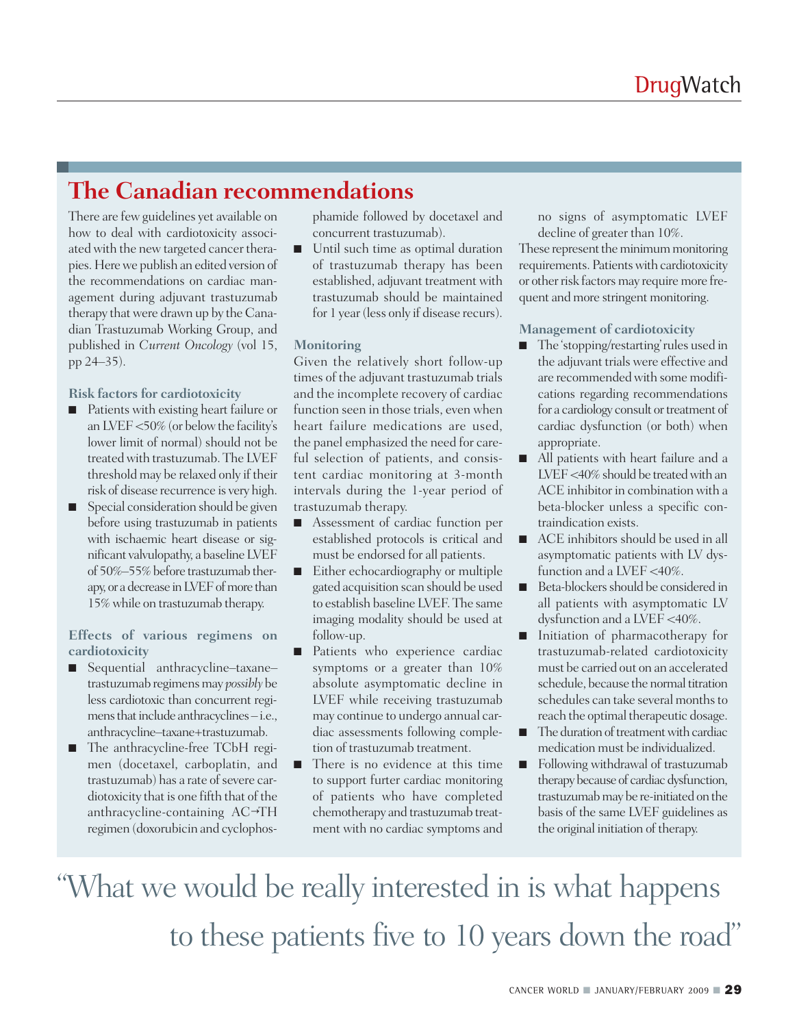## The Canadian recommendations

There are few guidelines yet available on how to deal with cardiotoxicity associated with the new targeted cancer therapies. Here we publish an edited version of the recommendations on cardiac management during adjuvant trastuzumab therapy that were drawn up by the Canadian Trastuzumab Working Group, and published in *Current Oncology* (vol 15, pp 24–35).

### Risk factors for cardiotoxicity

- Patients with existing heart failure or an LVEF <50% (or below the facility's lower limit of normal) should not be treated with trastuzumab. The LVEF threshold may be relaxed only if their risk of disease recurrence is very high.
- Special consideration should be given before using trastuzumab in patients with ischaemic heart disease or significant valvulopathy, a baseline LVEF of 50%–55% before trastuzumab therapy, or a decrease in LVEF of more than 15% while on trastuzumab therapy.

### Effects of various regimens on cardiotoxicity

- Sequential anthracycline–taxane–trastuzumab regimens may *possibly* be less cardiotoxic than concurrent regimens that include anthracyclines – i.e., anthracycline–taxane+trastuzumab.
- The anthracycline-free TCbH regimen (docetaxel, carboplatin, and trastuzumab) has a rate of severe cardiotoxicity that is one fifth that of the anthracycline-containing AC→TH regimen (doxorubicin and cyclophosphamide followed by docetaxel and concurrent trastuzumab).
- Until such time as optimal duration of trastuzumab therapy has been established, adjuvant treatment with trastuzumab should be maintained for 1 year (less only if disease recurs).

### Monitoring

Given the relatively short follow-up times of the adjuvant trastuzumab trials and the incomplete recovery of cardiac function seen in those trials, even when heart failure medications are used, the panel emphasized the need for careful selection of patients, and consistent cardiac monitoring at 3-month intervals during the 1-year period of trastuzumab therapy.

- Assessment of cardiac function per established protocols is critical and must be endorsed for all patients.
- Either echocardiography or multiple gated acquisition scan should be used to establish baseline LVEF. The same imaging modality should be used at follow-up.
- Patients who experience cardiac symptoms or a greater than 10% absolute asymptomatic decline in LVEF while receiving trastuzumab may continue to undergo annual cardiac assessments following completion of trastuzumab treatment.
- There is no evidence at this time to support furter cardiac monitoring of patients who have completed chemotherapy and trastuzumab treatment with no cardiac symptoms and no signs of asymptomatic LVEF decline of greater than 10%.

These represent the minimum monitoring requirements. Patients with cardiotoxicity or other risk factors may require more frequent and more stringent monitoring.

### Management of cardiotoxicity

- The 'stopping/restarting' rules used in the adjuvant trials were effective and are recommended with some modifications regarding recommendations for a cardiology consult or treatment of cardiac dysfunction (or both) when appropriate.
- All patients with heart failure and a LVEF <40% should be treated with an ACE inhibitor in combination with a beta-blocker unless a specific contraindication exists.
- ACE inhibitors should be used in all asymptomatic patients with LV dysfunction and a LVEF <40%.
- Beta-blockers should be considered in all patients with asymptomatic LV dysfunction and a LVEF <40%.
- Initiation of pharmacotherapy for trastuzumab-related cardiotoxicity must be carried out on an accelerated schedule, because the normal titration schedules can take several months to reach the optimal therapeutic dosage.
- The duration of treatment with cardiac medication must be individualized.
- Following withdrawal of trastuzumab therapy because of cardiac dysfunction, trastuzumab may be re-initiated on the basis of the same LVEF guidelines as the original initiation of therapy.

"What we would be really interested in is what happens to these patients five to 10 years down the road"